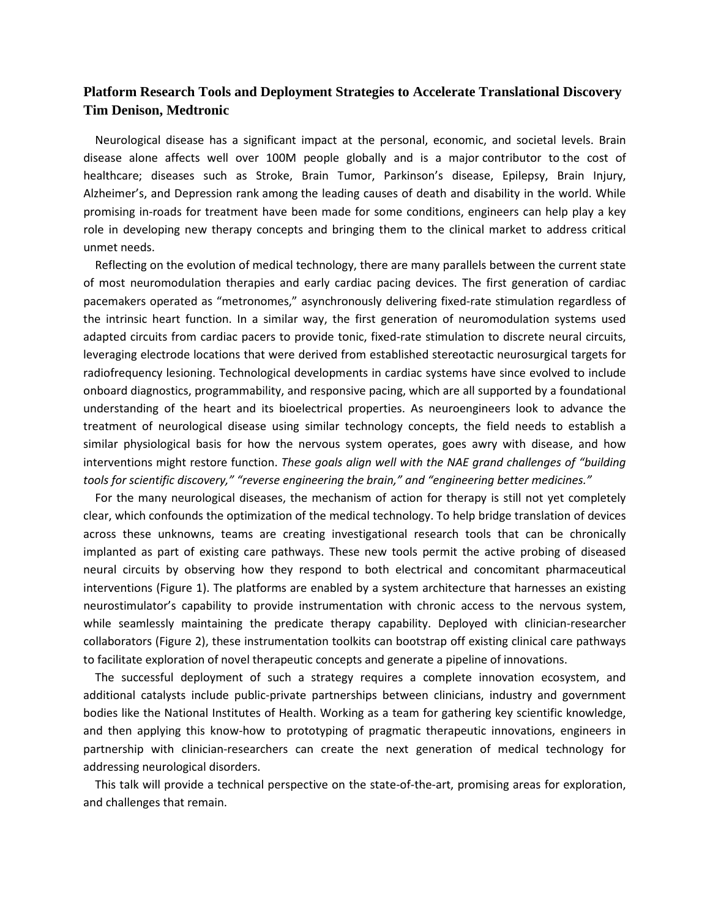## Platform Research Tools and Deployment Strategies to Accelerate Translational Discovery
## Tim Denison, Medtronic

Neurological disease has a significant impact at the personal, economic, and societal levels. Brain disease alone affects well over 100M people globally and is a major contributor to the cost of healthcare; diseases such as Stroke, Brain Tumor, Parkinson's disease, Epilepsy, Brain Injury, Alzheimer's, and Depression rank among the leading causes of death and disability in the world. While promising in-roads for treatment have been made for some conditions, engineers can help play a key role in developing new therapy concepts and bringing them to the clinical market to address critical unmet needs.

Reflecting on the evolution of medical technology, there are many parallels between the current state of most neuromodulation therapies and early cardiac pacing devices. The first generation of cardiac pacemakers operated as "metronomes," asynchronously delivering fixed-rate stimulation regardless of the intrinsic heart function. In a similar way, the first generation of neuromodulation systems used adapted circuits from cardiac pacers to provide tonic, fixed-rate stimulation to discrete neural circuits, leveraging electrode locations that were derived from established stereotactic neurosurgical targets for radiofrequency lesioning. Technological developments in cardiac systems have since evolved to include onboard diagnostics, programmability, and responsive pacing, which are all supported by a foundational understanding of the heart and its bioelectrical properties. As neuroengineers look to advance the treatment of neurological disease using similar technology concepts, the field needs to establish a similar physiological basis for how the nervous system operates, goes awry with disease, and how interventions might restore function. *These goals align well with the NAE grand challenges of "building tools for scientific discovery," "reverse engineering the brain," and "engineering better medicines."*

For the many neurological diseases, the mechanism of action for therapy is still not yet completely clear, which confounds the optimization of the medical technology. To help bridge translation of devices across these unknowns, teams are creating investigational research tools that can be chronically implanted as part of existing care pathways. These new tools permit the active probing of diseased neural circuits by observing how they respond to both electrical and concomitant pharmaceutical interventions (Figure 1). The platforms are enabled by a system architecture that harnesses an existing neurostimulator's capability to provide instrumentation with chronic access to the nervous system, while seamlessly maintaining the predicate therapy capability. Deployed with clinician-researcher collaborators (Figure 2), these instrumentation toolkits can bootstrap off existing clinical care pathways to facilitate exploration of novel therapeutic concepts and generate a pipeline of innovations.

The successful deployment of such a strategy requires a complete innovation ecosystem, and additional catalysts include public-private partnerships between clinicians, industry and government bodies like the National Institutes of Health. Working as a team for gathering key scientific knowledge, and then applying this know-how to prototyping of pragmatic therapeutic innovations, engineers in partnership with clinician-researchers can create the next generation of medical technology for addressing neurological disorders.

This talk will provide a technical perspective on the state-of-the-art, promising areas for exploration, and challenges that remain.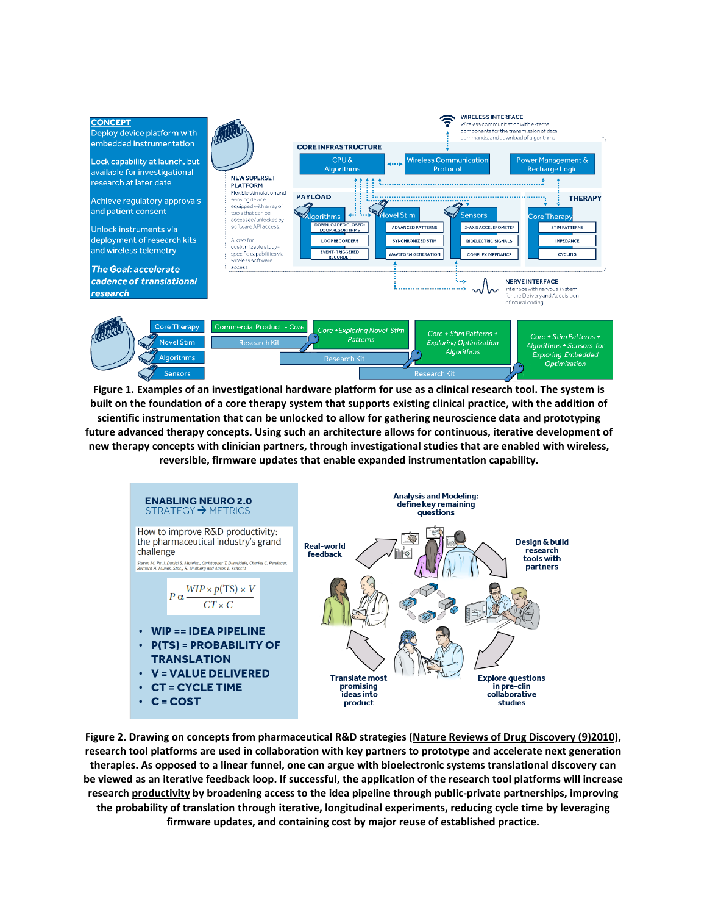CONCEPT

Deploy device platform with embedded instrumentation

Lock capability at launch, but available for investigational research at later date

Achieve regulatory approvals and patient consent

Unlock instruments via deployment of research kits and wireless telemetry

*The Goal: accelerate cadence of translational research*

WIRELESS INTERFACE
Wireless communication with external components for the transmission of data, commands, and download of algorithms

CORE INFRASTRUCTURE

CPU & Algorithms

Wireless Communication Protocol

Power Management & Recharge Logic

NEW SUPERSET PLATFORM
Flexible stimulation and sensing device equipped with array of tools that can be accessed/unlocked by software API access.

Allows for customizable study-specific capabilities via wireless software access

PAYLOAD

Algorithms
DOWNLOADED CLOSED-LOOP ALGORITHMS
LOOP RECORDERS
EVENT-TRIGGERED RECORDER

Novel Stim
ADVANCED PATTERNS
SYNCHRONIZED STIM
WAVEFORM GENERATION

Sensors
3-AXIS ACCELEROMETER
BIOELECTRIC SIGNALS
COMPLEX IMPEDANCE

THERAPY

Core Therapy
STIM PATTERNS
IMPEDANCE
CYCLING

NERVE INTERFACE
Interface with nervous system for the Delivery and Acquisition of neural coding

Core Therapy
Novel Stim
Algorithms
Sensors

Commercial Product - Core

Research Kit

*Core +Exploring Novel Stim Patterns*

Research Kit

*Core + Stim Patterns + Exploring Optimization Algorithms*

Research Kit

*Core + Stim Patterns + Algorithms + Sensors for Exploring Embedded Optimization*

**Figure 1. Examples of an investigational hardware platform for use as a clinical research tool. The system is built on the foundation of a core therapy system that supports existing clinical practice, with the addition of scientific instrumentation that can be unlocked to allow for gathering neuroscience data and prototyping future advanced therapy concepts. Using such an architecture allows for continuous, iterative development of new therapy concepts with clinician partners, through investigational studies that are enabled with wireless, reversible, firmware updates that enable expanded instrumentation capability.**

ENABLING NEURO 2.0
STRATEGY → METRICS

How to improve R&D productivity: the pharmaceutical industry's grand challenge

Steven M. Paul, Daniel S. Mytelka, Christopher T. Dunwiddie, Charles C. Persinger, Bernard H. Munos, Stacy R. Lindborg and Aaron L. Schacht

$$P \propto \frac{WIP \times p(TS) \times V}{CT \times C}$$

- WIP == IDEA PIPELINE
- P(TS) = PROBABILITY OF TRANSLATION
- V = VALUE DELIVERED
- CT = CYCLE TIME
- C = COST

Analysis and Modeling: define key remaining questions

Design & build research tools with partners

Explore questions in pre-clin collaborative studies

Translate most promising ideas into product

Real-world feedback

**Figure 2. Drawing on concepts from pharmaceutical R&D strategies (Nature Reviews of Drug Discovery (9)2010), research tool platforms are used in collaboration with key partners to prototype and accelerate next generation therapies. As opposed to a linear funnel, one can argue with bioelectronic systems translational discovery can be viewed as an iterative feedback loop. If successful, the application of the research tool platforms will increase research productivity by broadening access to the idea pipeline through public-private partnerships, improving the probability of translation through iterative, longitudinal experiments, reducing cycle time by leveraging firmware updates, and containing cost by major reuse of established practice.**